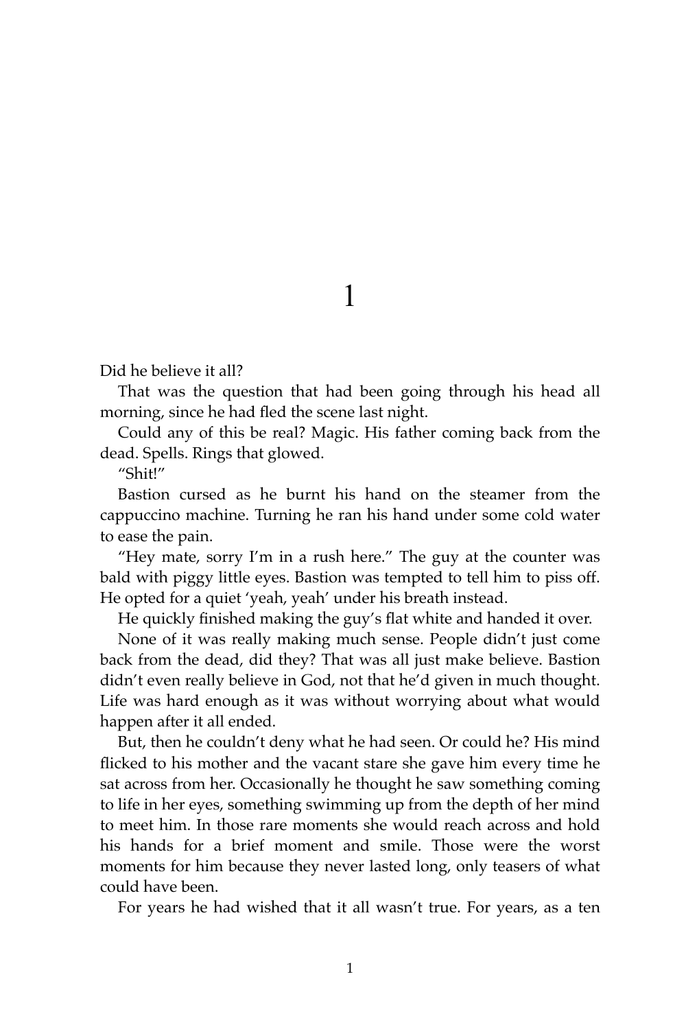# 1

Did he believe it all?

That was the question that had been going through his head all morning, since he had fled the scene last night.

Could any of this be real? Magic. His father coming back from the dead. Spells. Rings that glowed.

"Shit!"

Bastion cursed as he burnt his hand on the steamer from the cappuccino machine. Turning he ran his hand under some cold water to ease the pain.

"Hey mate, sorry I'm in a rush here." The guy at the counter was bald with piggy little eyes. Bastion was tempted to tell him to piss off. He opted for a quiet 'yeah, yeah' under his breath instead.

He quickly finished making the guy's flat white and handed it over.

None of it was really making much sense. People didn't just come back from the dead, did they? That was all just make believe. Bastion didn't even really believe in God, not that he'd given in much thought. Life was hard enough as it was without worrying about what would happen after it all ended.

But, then he couldn't deny what he had seen. Or could he? His mind flicked to his mother and the vacant stare she gave him every time he sat across from her. Occasionally he thought he saw something coming to life in her eyes, something swimming up from the depth of her mind to meet him. In those rare moments she would reach across and hold his hands for a brief moment and smile. Those were the worst moments for him because they never lasted long, only teasers of what could have been.

For years he had wished that it all wasn't true. For years, as a ten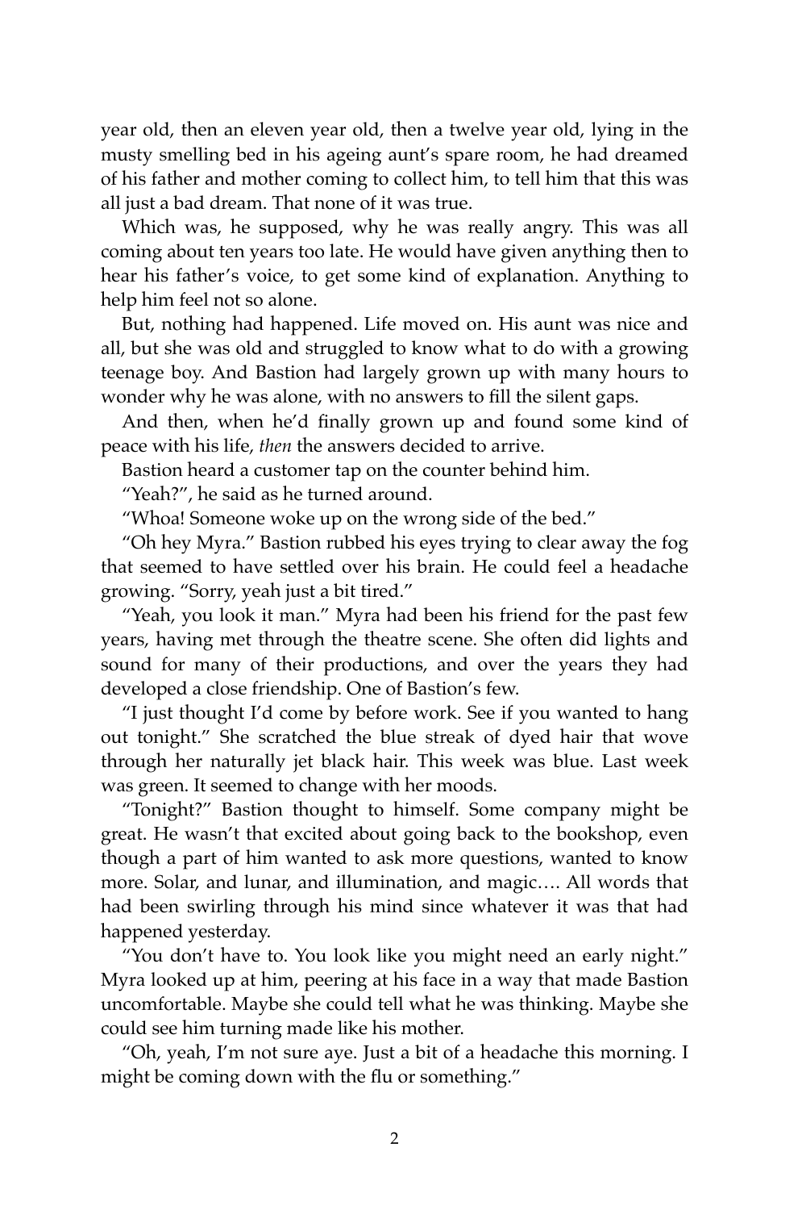year old, then an eleven year old, then a twelve year old, lying in the musty smelling bed in his ageing aunt's spare room, he had dreamed of his father and mother coming to collect him, to tell him that this was all just a bad dream. That none of it was true.

Which was, he supposed, why he was really angry. This was all coming about ten years too late. He would have given anything then to hear his father's voice, to get some kind of explanation. Anything to help him feel not so alone.

But, nothing had happened. Life moved on. His aunt was nice and all, but she was old and struggled to know what to do with a growing teenage boy. And Bastion had largely grown up with many hours to wonder why he was alone, with no answers to fill the silent gaps.

And then, when he'd finally grown up and found some kind of peace with his life, *then* the answers decided to arrive.

Bastion heard a customer tap on the counter behind him.

"Yeah?", he said as he turned around.

"Whoa! Someone woke up on the wrong side of the bed."

"Oh hey Myra." Bastion rubbed his eyes trying to clear away the fog that seemed to have settled over his brain. He could feel a headache growing. "Sorry, yeah just a bit tired."

"Yeah, you look it man." Myra had been his friend for the past few years, having met through the theatre scene. She often did lights and sound for many of their productions, and over the years they had developed a close friendship. One of Bastion's few.

"I just thought I'd come by before work. See if you wanted to hang out tonight." She scratched the blue streak of dyed hair that wove through her naturally jet black hair. This week was blue. Last week was green. It seemed to change with her moods.

"Tonight?" Bastion thought to himself. Some company might be great. He wasn't that excited about going back to the bookshop, even though a part of him wanted to ask more questions, wanted to know more. Solar, and lunar, and illumination, and magic…. All words that had been swirling through his mind since whatever it was that had happened yesterday.

"You don't have to. You look like you might need an early night." Myra looked up at him, peering at his face in a way that made Bastion uncomfortable. Maybe she could tell what he was thinking. Maybe she could see him turning made like his mother.

"Oh, yeah, I'm not sure aye. Just a bit of a headache this morning. I might be coming down with the flu or something."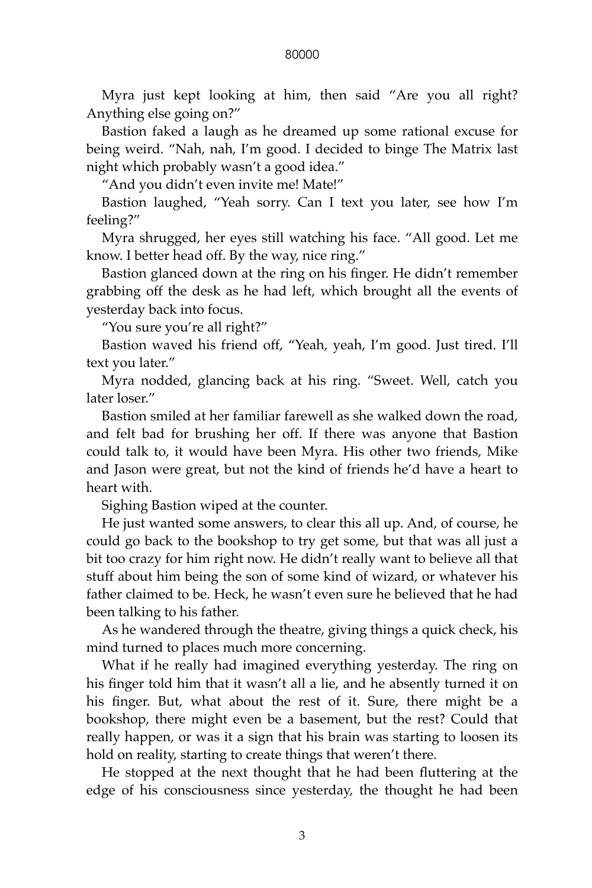Myra just kept looking at him, then said "Are you all right? Anything else going on?"

Bastion faked a laugh as he dreamed up some rational excuse for being weird. "Nah, nah, I'm good. I decided to binge The Matrix last night which probably wasn't a good idea."

"And you didn't even invite me! Mate!"

Bastion laughed, "Yeah sorry. Can I text you later, see how I'm feeling?"

Myra shrugged, her eyes still watching his face. "All good. Let me know. I better head off. By the way, nice ring."

Bastion glanced down at the ring on his finger. He didn't remember grabbing off the desk as he had left, which brought all the events of yesterday back into focus.

"You sure you're all right?"

Bastion waved his friend off, "Yeah, yeah, I'm good. Just tired. I'll text you later."

Myra nodded, glancing back at his ring. "Sweet. Well, catch you later loser."

Bastion smiled at her familiar farewell as she walked down the road, and felt bad for brushing her off. If there was anyone that Bastion could talk to, it would have been Myra. His other two friends, Mike and Jason were great, but not the kind of friends he'd have a heart to heart with.

Sighing Bastion wiped at the counter.

He just wanted some answers, to clear this all up. And, of course, he could go back to the bookshop to try get some, but that was all just a bit too crazy for him right now. He didn't really want to believe all that stuff about him being the son of some kind of wizard, or whatever his father claimed to be. Heck, he wasn't even sure he believed that he had been talking to his father.

As he wandered through the theatre, giving things a quick check, his mind turned to places much more concerning.

What if he really had imagined everything yesterday. The ring on his finger told him that it wasn't all a lie, and he absently turned it on his finger. But, what about the rest of it. Sure, there might be a bookshop, there might even be a basement, but the rest? Could that really happen, or was it a sign that his brain was starting to loosen its hold on reality, starting to create things that weren't there.

He stopped at the next thought that he had been fluttering at the edge of his consciousness since yesterday, the thought he had been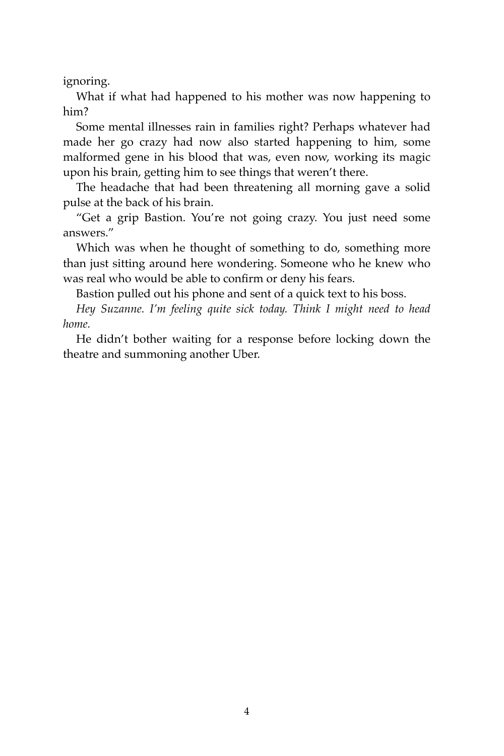ignoring.

What if what had happened to his mother was now happening to him?

Some mental illnesses rain in families right? Perhaps whatever had made her go crazy had now also started happening to him, some malformed gene in his blood that was, even now, working its magic upon his brain, getting him to see things that weren't there.

The headache that had been threatening all morning gave a solid pulse at the back of his brain.

"Get a grip Bastion. You're not going crazy. You just need some answers."

Which was when he thought of something to do, something more than just sitting around here wondering. Someone who he knew who was real who would be able to confirm or deny his fears.

Bastion pulled out his phone and sent of a quick text to his boss.

*Hey Suzanne. I'm feeling quite sick today. Think I might need to head home.*

He didn't bother waiting for a response before locking down the theatre and summoning another Uber.